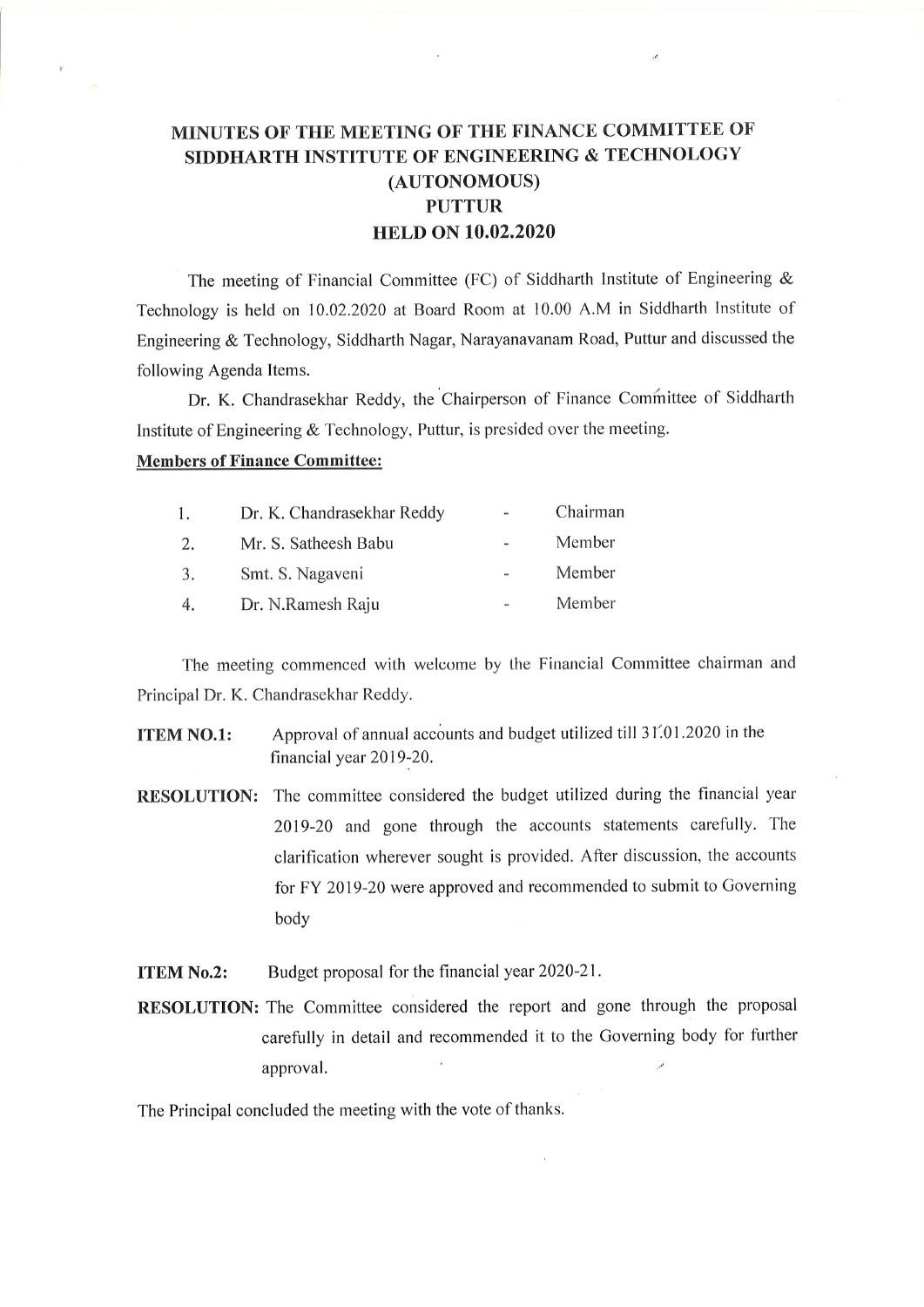# MINUTES OF THE MEETING OF THE FINANCE COMMITTEE OF SIDDHARTH INSTITUTE OF ENGINEERING & TECHNOLOGY (AUTONOMOUS) PUTTUR HELD ON 10.02.2020

The meeting of Financial Committee (FC) of Siddharth Institute of Engineering & Technology is held on 10.02.2020 at Board Room at 10.00 A.M in Siddharth Institute of Engineering & Technology, Siddharth Nagar, Narayanavanam Road, Puttur and discussed the following Agenda Items.

Dr. K. Chandrasekhar Reddy, the Chairperson of Finance Committee of Siddharth Institute of Engineering & Technology, Puttur, is presided over the meeting.

**Members of Finance Committee:**

| | | | |
|---|---|---|---|
| 1. | Dr. K. Chandrasekhar Reddy | - | Chairman |
| 2. | Mr. S. Satheesh Babu | - | Member |
| 3. | Smt. S. Nagaveni | - | Member |
| 4. | Dr. N.Ramesh Raju | - | Member |

The meeting commenced with welcome by the Financial Committee chairman and Principal Dr. K. Chandrasekhar Reddy.

**ITEM NO.1:** Approval of annual accounts and budget utilized till 31.01.2020 in the financial year 2019-20.

**RESOLUTION:** The committee considered the budget utilized during the financial year 2019-20 and gone through the accounts statements carefully. The clarification wherever sought is provided. After discussion, the accounts for FY 2019-20 were approved and recommended to submit to Governing body

**ITEM No.2:** Budget proposal for the financial year 2020-21.

**RESOLUTION:** The Committee considered the report and gone through the proposal carefully in detail and recommended it to the Governing body for further approval.

The Principal concluded the meeting with the vote of thanks.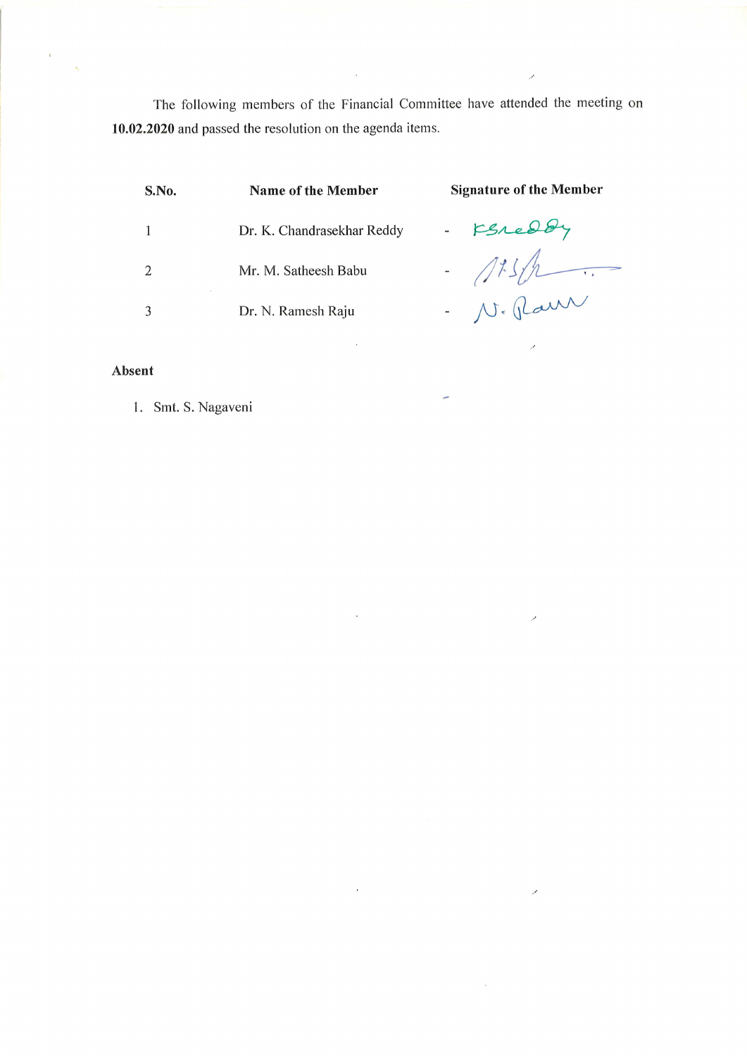The following members of the Financial Committee have attended the meeting on **10.02.2020** and passed the resolution on the agenda items.

| S.No. | Name of the Member | Signature of the Member |
|---|---|---|
| 1 | Dr. K. Chandrasekhar Reddy | - KSReddy |
| 2 | Mr. M. Satheesh Babu | - (signed) |
| 3 | Dr. N. Ramesh Raju | - N. Ram |

**Absent**

1. Smt. S. Nagaveni